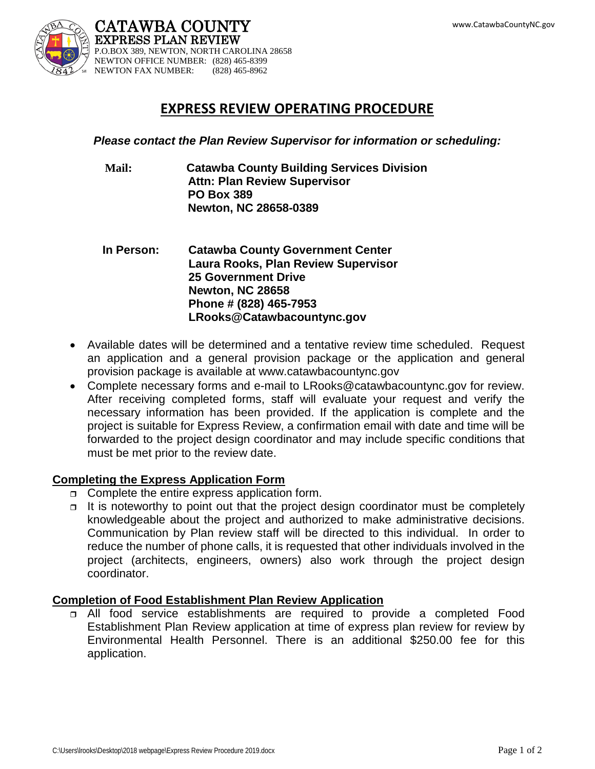CATAWBA COUNTY
EXPRESS PLAN REVIEW
P.O.BOX 389, NEWTON, NORTH CAROLINA 28658
NEWTON OFFICE NUMBER: (828) 465-8399
NEWTON FAX NUMBER: (828) 465-8962

www.CatawbaCountyNC.gov

# EXPRESS REVIEW OPERATING PROCEDURE

***Please contact the Plan Review Supervisor for information or scheduling:***

**Mail:**
**Catawba County Building Services Division**
**Attn: Plan Review Supervisor**
**PO Box 389**
**Newton, NC 28658-0389**

**In Person:**
**Catawba County Government Center**
**Laura Rooks, Plan Review Supervisor**
**25 Government Drive**
**Newton, NC 28658**
**Phone # (828) 465-7953**
**LRooks@Catawbacountync.gov**

- Available dates will be determined and a tentative review time scheduled. Request an application and a general provision package or the application and general provision package is available at www.catawbacountync.gov
- Complete necessary forms and e-mail to LRooks@catawbacountync.gov for review. After receiving completed forms, staff will evaluate your request and verify the necessary information has been provided. If the application is complete and the project is suitable for Express Review, a confirmation email with date and time will be forwarded to the project design coordinator and may include specific conditions that must be met prior to the review date.

## Completing the Express Application Form

- Complete the entire express application form.
- It is noteworthy to point out that the project design coordinator must be completely knowledgeable about the project and authorized to make administrative decisions. Communication by Plan review staff will be directed to this individual. In order to reduce the number of phone calls, it is requested that other individuals involved in the project (architects, engineers, owners) also work through the project design coordinator.

## Completion of Food Establishment Plan Review Application

- All food service establishments are required to provide a completed Food Establishment Plan Review application at time of express plan review for review by Environmental Health Personnel. There is an additional $250.00 fee for this application.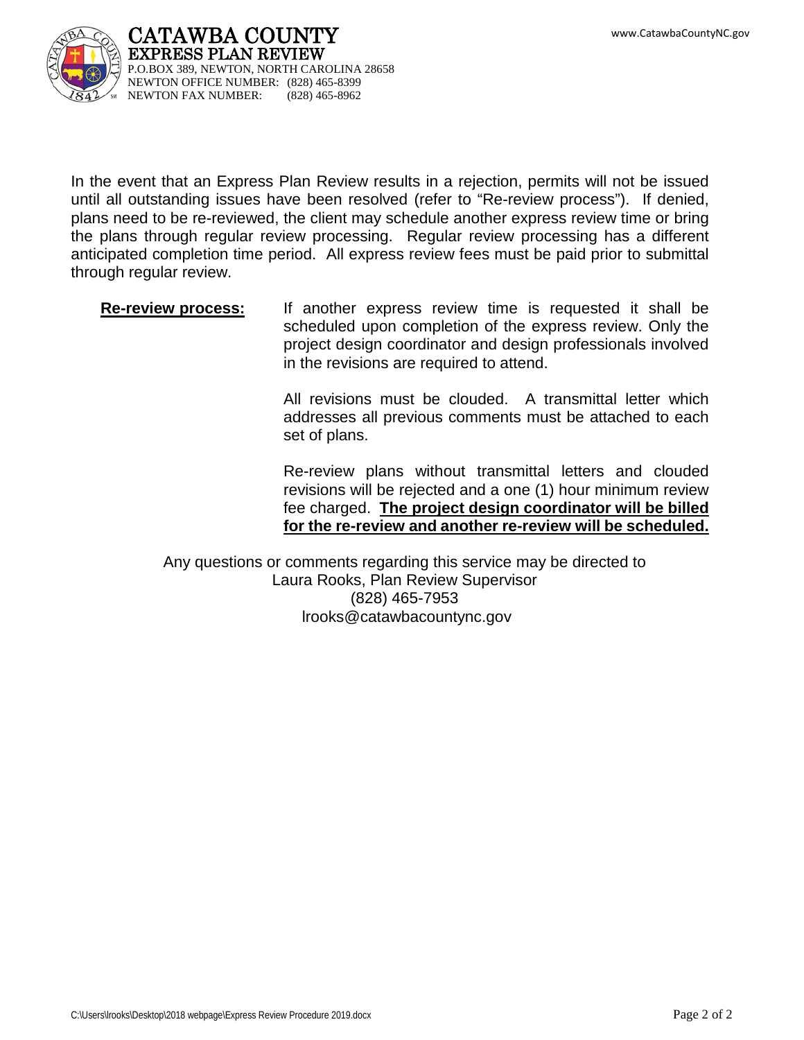In the event that an Express Plan Review results in a rejection, permits will not be issued until all outstanding issues have been resolved (refer to "Re-review process"). If denied, plans need to be re-reviewed, the client may schedule another express review time or bring the plans through regular review processing. Regular review processing has a different anticipated completion time period. All express review fees must be paid prior to submittal through regular review.

**Re-review process:**

If another express review time is requested it shall be scheduled upon completion of the express review. Only the project design coordinator and design professionals involved in the revisions are required to attend.

All revisions must be clouded. A transmittal letter which addresses all previous comments must be attached to each set of plans.

Re-review plans without transmittal letters and clouded revisions will be rejected and a one (1) hour minimum review fee charged. **The project design coordinator will be billed for the re-review and another re-review will be scheduled.**

Any questions or comments regarding this service may be directed to
Laura Rooks, Plan Review Supervisor
(828) 465-7953
lrooks@catawbacountync.gov